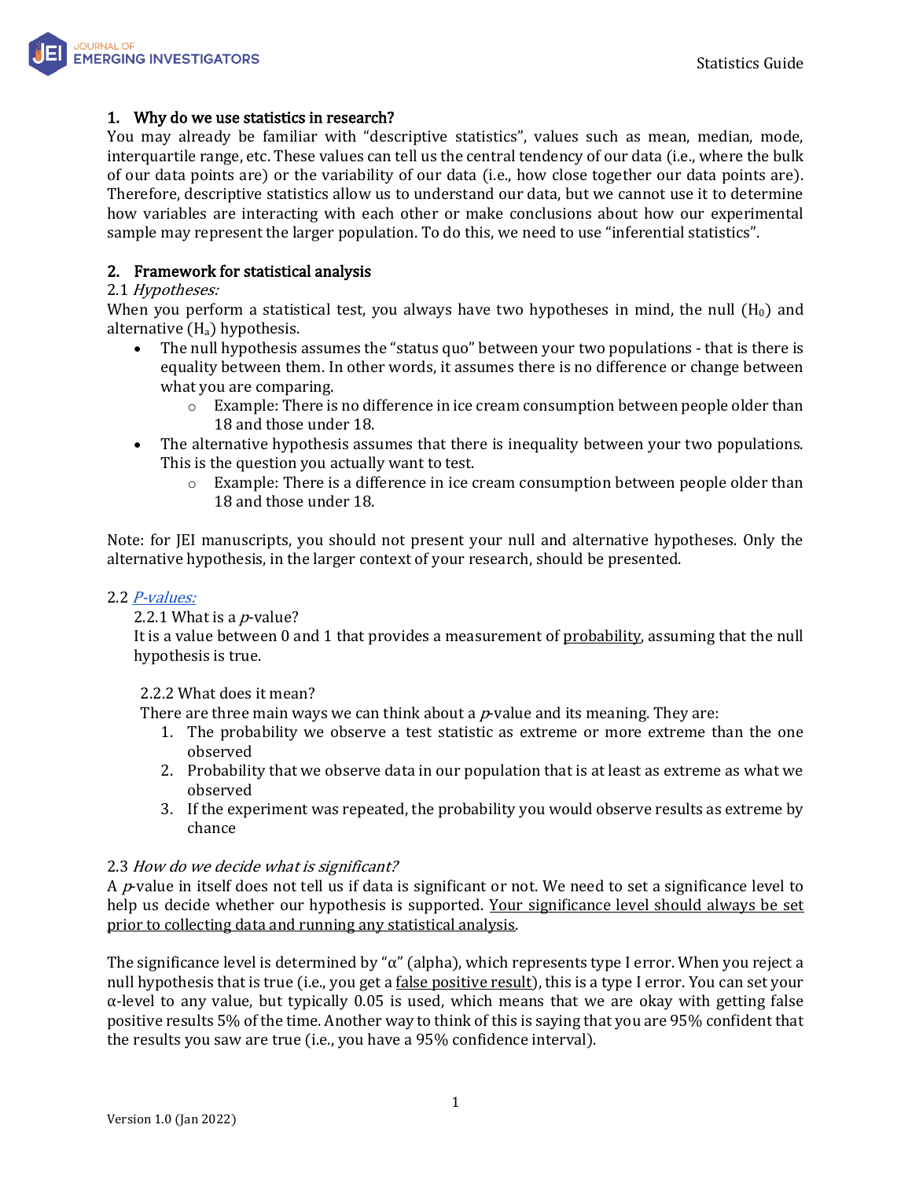## 1. Why do we use statistics in research?

You may already be familiar with "descriptive statistics", values such as mean, median, mode, interquartile range, etc. These values can tell us the central tendency of our data (i.e., where the bulk of our data points are) or the variability of our data (i.e., how close together our data points are). Therefore, descriptive statistics allow us to understand our data, but we cannot use it to determine how variables are interacting with each other or make conclusions about how our experimental sample may represent the larger population. To do this, we need to use "inferential statistics".

## 2. Framework for statistical analysis

2.1 *Hypotheses:*

When you perform a statistical test, you always have two hypotheses in mind, the null ($H_0$) and alternative ($H_a$) hypothesis.

- The null hypothesis assumes the "status quo" between your two populations - that is there is equality between them. In other words, it assumes there is no difference or change between what you are comparing.
    - Example: There is no difference in ice cream consumption between people older than 18 and those under 18.
- The alternative hypothesis assumes that there is inequality between your two populations. This is the question you actually want to test.
    - Example: There is a difference in ice cream consumption between people older than 18 and those under 18.

Note: for JEI manuscripts, you should not present your null and alternative hypotheses. Only the alternative hypothesis, in the larger context of your research, should be presented.

2.2 *P-values:*

2.2.1 What is a *p*-value?

It is a value between 0 and 1 that provides a measurement of probability, assuming that the null hypothesis is true.

2.2.2 What does it mean?

There are three main ways we can think about a *p*-value and its meaning. They are:

1. The probability we observe a test statistic as extreme or more extreme than the one observed
2. Probability that we observe data in our population that is at least as extreme as what we observed
3. If the experiment was repeated, the probability you would observe results as extreme by chance

2.3 *How do we decide what is significant?*

A *p*-value in itself does not tell us if data is significant or not. We need to set a significance level to help us decide whether our hypothesis is supported. Your significance level should always be set prior to collecting data and running any statistical analysis.

The significance level is determined by "$\alpha$" (alpha), which represents type I error. When you reject a null hypothesis that is true (i.e., you get a false positive result), this is a type I error. You can set your $\alpha$-level to any value, but typically 0.05 is used, which means that we are okay with getting false positive results 5% of the time. Another way to think of this is saying that you are 95% confident that the results you saw are true (i.e., you have a 95% confidence interval).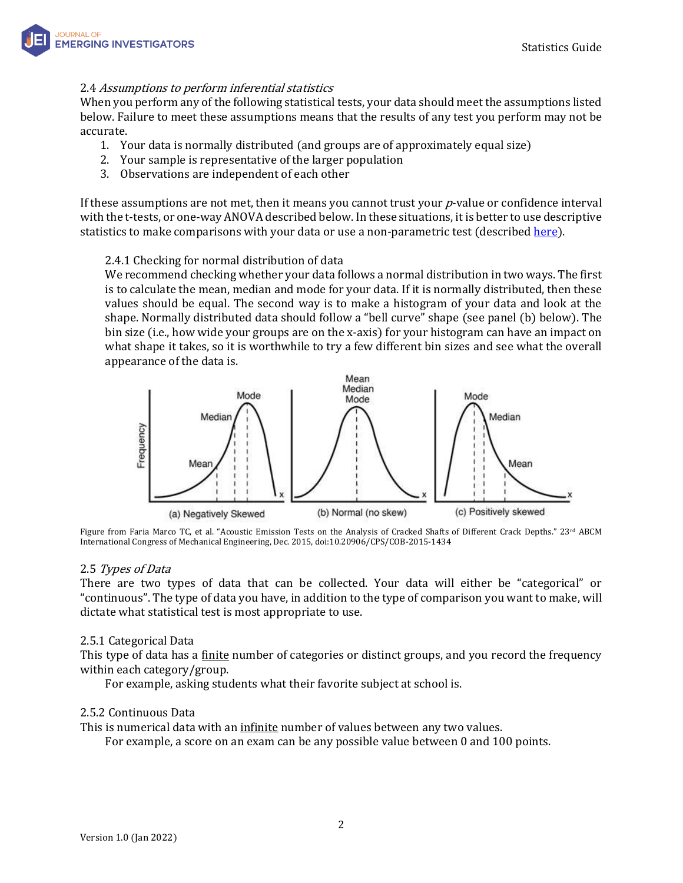### 2.4 *Assumptions to perform inferential statistics*

When you perform any of the following statistical tests, your data should meet the assumptions listed below. Failure to meet these assumptions means that the results of any test you perform may not be accurate.

1. Your data is normally distributed (and groups are of approximately equal size)
2. Your sample is representative of the larger population
3. Observations are independent of each other

If these assumptions are not met, then it means you cannot trust your *p*-value or confidence interval with the t-tests, or one-way ANOVA described below. In these situations, it is better to use descriptive statistics to make comparisons with your data or use a non-parametric test (described [here](#)).

#### 2.4.1 Checking for normal distribution of data

We recommend checking whether your data follows a normal distribution in two ways. The first is to calculate the mean, median and mode for your data. If it is normally distributed, then these values should be equal. The second way is to make a histogram of your data and look at the shape. Normally distributed data should follow a "bell curve" shape (see panel (b) below). The bin size (i.e., how wide your groups are on the x-axis) for your histogram can have an impact on what shape it takes, so it is worthwhile to try a few different bin sizes and see what the overall appearance of the data is.

Figure from Faria Marco TC, et al. "Acoustic Emission Tests on the Analysis of Cracked Shafts of Different Crack Depths." 23rd ABCM International Congress of Mechanical Engineering, Dec. 2015, doi:10.20906/CPS/COB-2015-1434

### 2.5 *Types of Data*

There are two types of data that can be collected. Your data will either be "categorical" or "continuous". The type of data you have, in addition to the type of comparison you want to make, will dictate what statistical test is most appropriate to use.

#### 2.5.1 Categorical Data

This type of data has a finite number of categories or distinct groups, and you record the frequency within each category/group.

For example, asking students what their favorite subject at school is.

#### 2.5.2 Continuous Data

This is numerical data with an infinite number of values between any two values.

For example, a score on an exam can be any possible value between 0 and 100 points.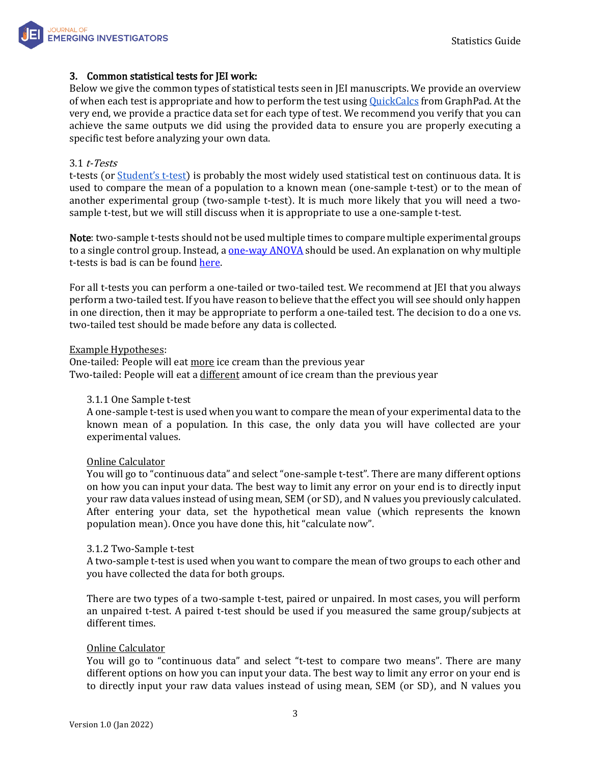## 3. Common statistical tests for JEI work:

Below we give the common types of statistical tests seen in JEI manuscripts. We provide an overview of when each test is appropriate and how to perform the test using QuickCalcs from GraphPad. At the very end, we provide a practice data set for each type of test. We recommend you verify that you can achieve the same outputs we did using the provided data to ensure you are properly executing a specific test before analyzing your own data.

### 3.1 *t-Tests*

t-tests (or Student's t-test) is probably the most widely used statistical test on continuous data. It is used to compare the mean of a population to a known mean (one-sample t-test) or to the mean of another experimental group (two-sample t-test). It is much more likely that you will need a two-sample t-test, but we will still discuss when it is appropriate to use a one-sample t-test.

**Note**: two-sample t-tests should not be used multiple times to compare multiple experimental groups to a single control group. Instead, a one-way ANOVA should be used. An explanation on why multiple t-tests is bad is can be found here.

For all t-tests you can perform a one-tailed or two-tailed test. We recommend at JEI that you always perform a two-tailed test. If you have reason to believe that the effect you will see should only happen in one direction, then it may be appropriate to perform a one-tailed test. The decision to do a one vs. two-tailed test should be made before any data is collected.

<u>Example Hypotheses</u>:
One-tailed: People will eat <u>more</u> ice cream than the previous year
Two-tailed: People will eat a <u>different</u> amount of ice cream than the previous year

#### 3.1.1 One Sample t-test

A one-sample t-test is used when you want to compare the mean of your experimental data to the known mean of a population. In this case, the only data you will have collected are your experimental values.

<u>Online Calculator</u>

You will go to "continuous data" and select "one-sample t-test". There are many different options on how you can input your data. The best way to limit any error on your end is to directly input your raw data values instead of using mean, SEM (or SD), and N values you previously calculated. After entering your data, set the hypothetical mean value (which represents the known population mean). Once you have done this, hit "calculate now".

#### 3.1.2 Two-Sample t-test

A two-sample t-test is used when you want to compare the mean of two groups to each other and you have collected the data for both groups.

There are two types of a two-sample t-test, paired or unpaired. In most cases, you will perform an unpaired t-test. A paired t-test should be used if you measured the same group/subjects at different times.

<u>Online Calculator</u>

You will go to "continuous data" and select "t-test to compare two means". There are many different options on how you can input your data. The best way to limit any error on your end is to directly input your raw data values instead of using mean, SEM (or SD), and N values you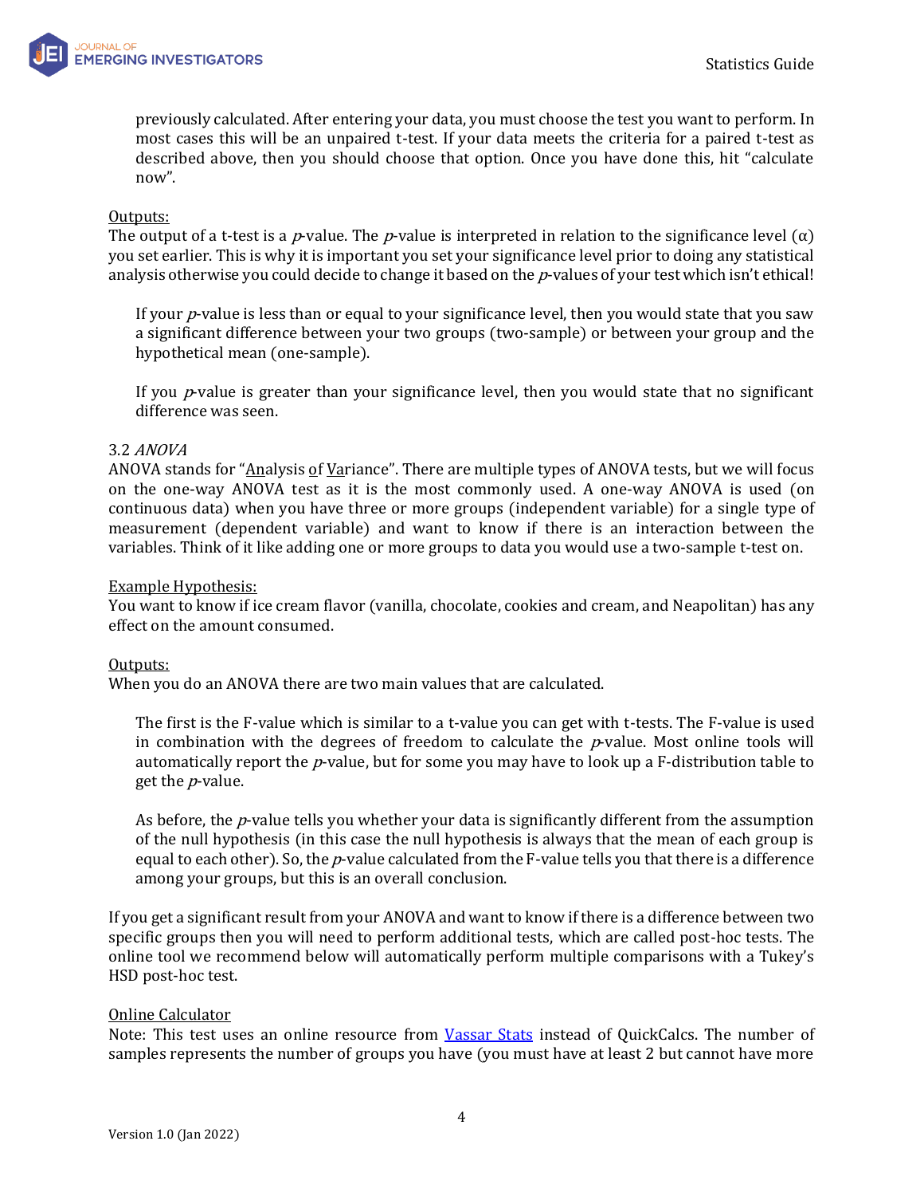previously calculated. After entering your data, you must choose the test you want to perform. In most cases this will be an unpaired t-test. If your data meets the criteria for a paired t-test as described above, then you should choose that option. Once you have done this, hit "calculate now".

<u>Outputs:</u>
The output of a t-test is a *p*-value. The *p*-value is interpreted in relation to the significance level (α) you set earlier. This is why it is important you set your significance level prior to doing any statistical analysis otherwise you could decide to change it based on the *p*-values of your test which isn't ethical!

If your *p*-value is less than or equal to your significance level, then you would state that you saw a significant difference between your two groups (two-sample) or between your group and the hypothetical mean (one-sample).

If you *p*-value is greater than your significance level, then you would state that no significant difference was seen.

### 3.2 *ANOVA*

ANOVA stands for "<u>An</u>alysis <u>o</u>f <u>Va</u>riance". There are multiple types of ANOVA tests, but we will focus on the one-way ANOVA test as it is the most commonly used. A one-way ANOVA is used (on continuous data) when you have three or more groups (independent variable) for a single type of measurement (dependent variable) and want to know if there is an interaction between the variables. Think of it like adding one or more groups to data you would use a two-sample t-test on.

<u>Example Hypothesis:</u>
You want to know if ice cream flavor (vanilla, chocolate, cookies and cream, and Neapolitan) has any effect on the amount consumed.

<u>Outputs:</u>
When you do an ANOVA there are two main values that are calculated.

The first is the F-value which is similar to a t-value you can get with t-tests. The F-value is used in combination with the degrees of freedom to calculate the *p*-value. Most online tools will automatically report the *p*-value, but for some you may have to look up a F-distribution table to get the *p*-value.

As before, the *p*-value tells you whether your data is significantly different from the assumption of the null hypothesis (in this case the null hypothesis is always that the mean of each group is equal to each other). So, the *p*-value calculated from the F-value tells you that there is a difference among your groups, but this is an overall conclusion.

If you get a significant result from your ANOVA and want to know if there is a difference between two specific groups then you will need to perform additional tests, which are called post-hoc tests. The online tool we recommend below will automatically perform multiple comparisons with a Tukey's HSD post-hoc test.

<u>Online Calculator</u>
Note: This test uses an online resource from [Vassar Stats](#) instead of QuickCalcs. The number of samples represents the number of groups you have (you must have at least 2 but cannot have more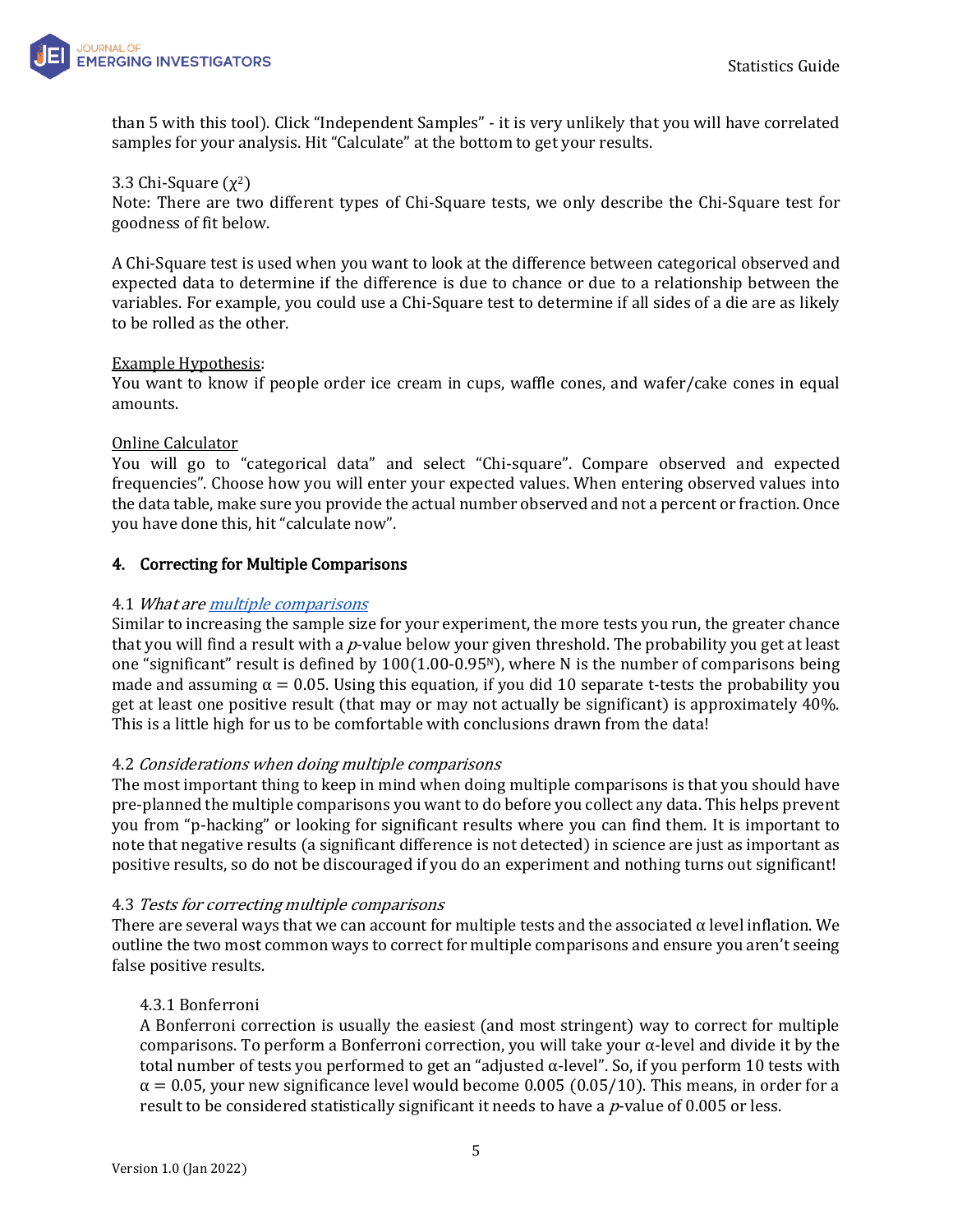than 5 with this tool). Click “Independent Samples” - it is very unlikely that you will have correlated samples for your analysis. Hit “Calculate” at the bottom to get your results.

3.3 Chi-Square ($\chi^2$)

Note: There are two different types of Chi-Square tests, we only describe the Chi-Square test for goodness of fit below.

A Chi-Square test is used when you want to look at the difference between categorical observed and expected data to determine if the difference is due to chance or due to a relationship between the variables. For example, you could use a Chi-Square test to determine if all sides of a die are as likely to be rolled as the other.

Example Hypothesis:

You want to know if people order ice cream in cups, waffle cones, and wafer/cake cones in equal amounts.

Online Calculator

You will go to “categorical data” and select “Chi-square”. Compare observed and expected frequencies”. Choose how you will enter your expected values. When entering observed values into the data table, make sure you provide the actual number observed and not a percent or fraction. Once you have done this, hit “calculate now”.

## 4. Correcting for Multiple Comparisons

### 4.1 *What are multiple comparisons*

Similar to increasing the sample size for your experiment, the more tests you run, the greater chance that you will find a result with a *p*-value below your given threshold. The probability you get at least one “significant” result is defined by $100(1.00\text{-}0.95^N)$, where N is the number of comparisons being made and assuming $\alpha = 0.05$. Using this equation, if you did 10 separate t-tests the probability you get at least one positive result (that may or may not actually be significant) is approximately 40%. This is a little high for us to be comfortable with conclusions drawn from the data!

### 4.2 *Considerations when doing multiple comparisons*

The most important thing to keep in mind when doing multiple comparisons is that you should have pre-planned the multiple comparisons you want to do before you collect any data. This helps prevent you from “p-hacking” or looking for significant results where you can find them. It is important to note that negative results (a significant difference is not detected) in science are just as important as positive results, so do not be discouraged if you do an experiment and nothing turns out significant!

### 4.3 *Tests for correcting multiple comparisons*

There are several ways that we can account for multiple tests and the associated $\alpha$ level inflation. We outline the two most common ways to correct for multiple comparisons and ensure you aren’t seeing false positive results.

#### 4.3.1 Bonferroni

A Bonferroni correction is usually the easiest (and most stringent) way to correct for multiple comparisons. To perform a Bonferroni correction, you will take your $\alpha$-level and divide it by the total number of tests you performed to get an “adjusted $\alpha$-level”. So, if you perform 10 tests with $\alpha = 0.05$, your new significance level would become 0.005 (0.05/10). This means, in order for a result to be considered statistically significant it needs to have a *p*-value of 0.005 or less.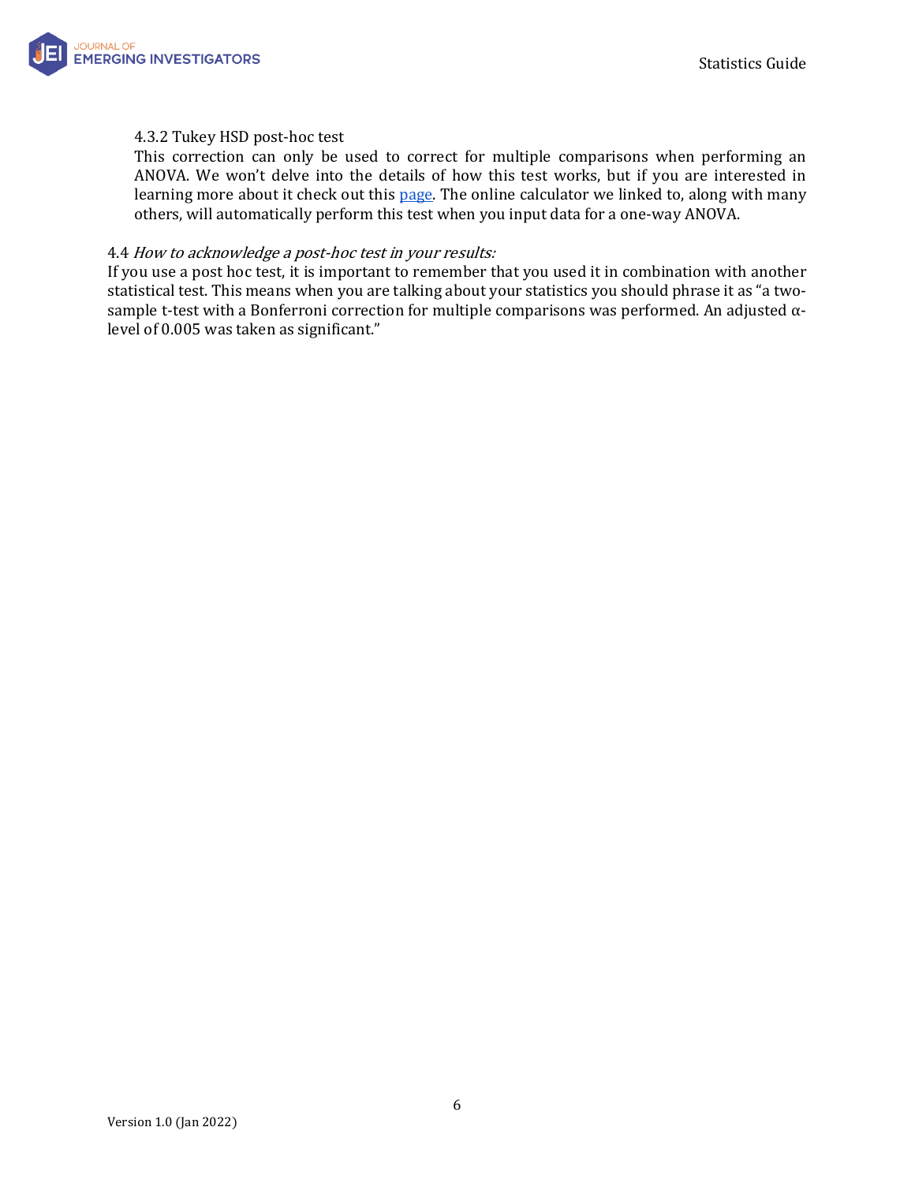#### 4.3.2 Tukey HSD post-hoc test

This correction can only be used to correct for multiple comparisons when performing an ANOVA. We won't delve into the details of how this test works, but if you are interested in learning more about it check out this page. The online calculator we linked to, along with many others, will automatically perform this test when you input data for a one-way ANOVA.

### 4.4 *How to acknowledge a post-hoc test in your results:*

If you use a post hoc test, it is important to remember that you used it in combination with another statistical test. This means when you are talking about your statistics you should phrase it as "a two-sample t-test with a Bonferroni correction for multiple comparisons was performed. An adjusted α-level of 0.005 was taken as significant."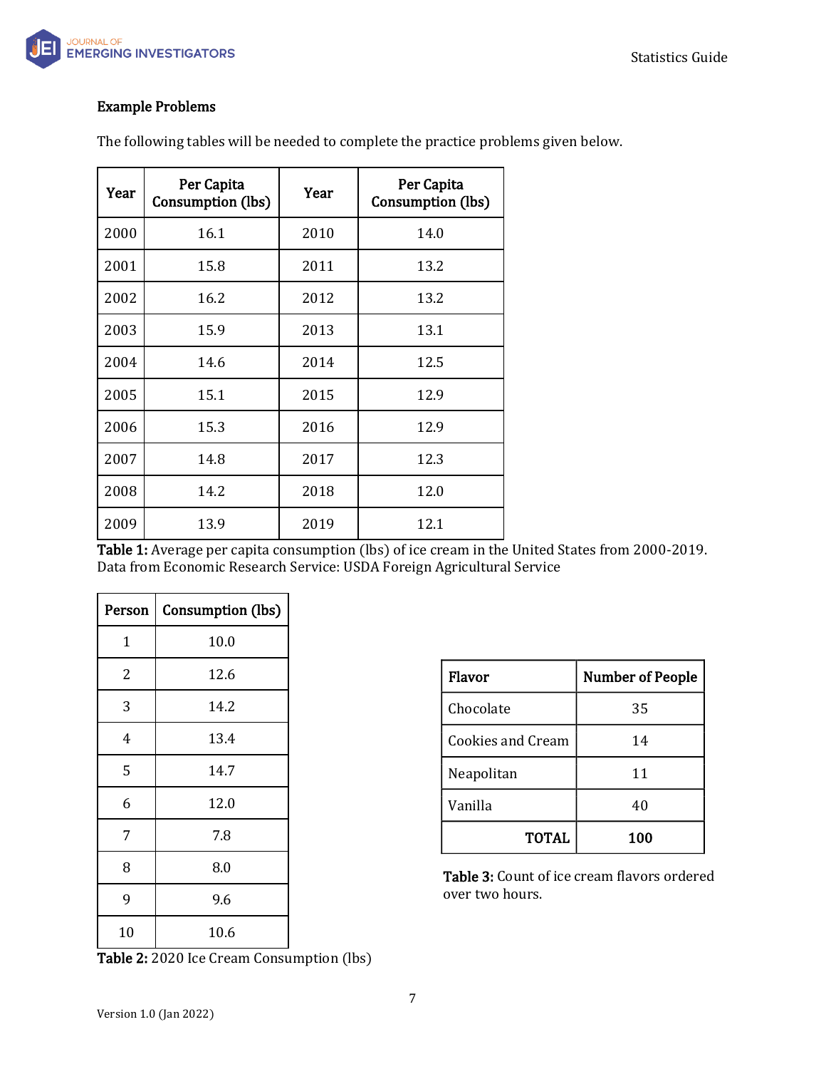**Example Problems**

The following tables will be needed to complete the practice problems given below.

| Year | Per Capita Consumption (lbs) | Year | Per Capita Consumption (lbs) |
|---|---|---|---|
| 2000 | 16.1 | 2010 | 14.0 |
| 2001 | 15.8 | 2011 | 13.2 |
| 2002 | 16.2 | 2012 | 13.2 |
| 2003 | 15.9 | 2013 | 13.1 |
| 2004 | 14.6 | 2014 | 12.5 |
| 2005 | 15.1 | 2015 | 12.9 |
| 2006 | 15.3 | 2016 | 12.9 |
| 2007 | 14.8 | 2017 | 12.3 |
| 2008 | 14.2 | 2018 | 12.0 |
| 2009 | 13.9 | 2019 | 12.1 |

**Table 1:** Average per capita consumption (lbs) of ice cream in the United States from 2000-2019. Data from Economic Research Service: USDA Foreign Agricultural Service

| Person | Consumption (lbs) |
|---|---|
| 1 | 10.0 |
| 2 | 12.6 |
| 3 | 14.2 |
| 4 | 13.4 |
| 5 | 14.7 |
| 6 | 12.0 |
| 7 | 7.8 |
| 8 | 8.0 |
| 9 | 9.6 |
| 10 | 10.6 |

**Table 2:** 2020 Ice Cream Consumption (lbs)

| Flavor | Number of People |
|---|---|
| Chocolate | 35 |
| Cookies and Cream | 14 |
| Neapolitan | 11 |
| Vanilla | 40 |
| **TOTAL** | **100** |

**Table 3:** Count of ice cream flavors ordered over two hours.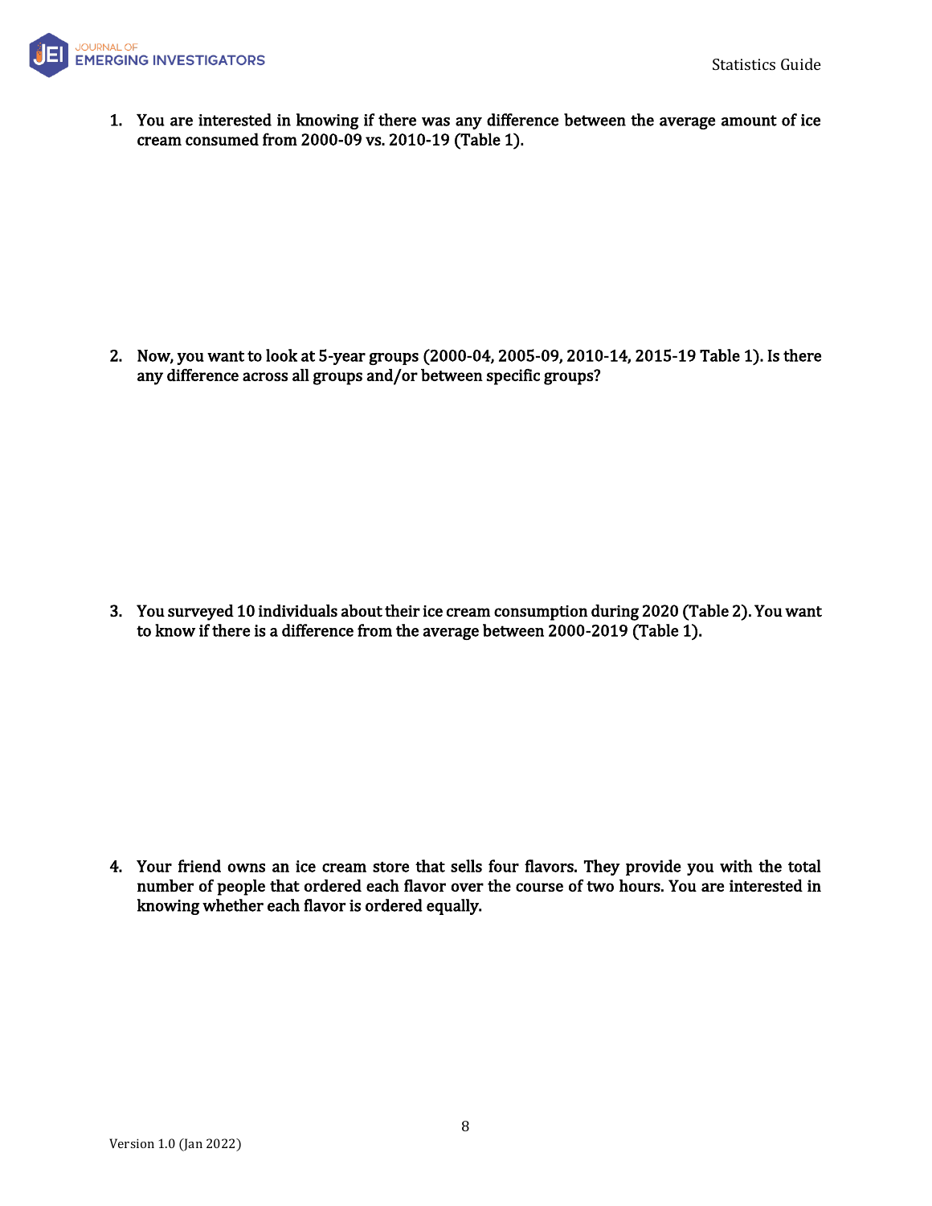1. **You are interested in knowing if there was any difference between the average amount of ice cream consumed from 2000-09 vs. 2010-19 (Table 1).**

2. **Now, you want to look at 5-year groups (2000-04, 2005-09, 2010-14, 2015-19 Table 1). Is there any difference across all groups and/or between specific groups?**

3. **You surveyed 10 individuals about their ice cream consumption during 2020 (Table 2). You want to know if there is a difference from the average between 2000-2019 (Table 1).**

4. **Your friend owns an ice cream store that sells four flavors. They provide you with the total number of people that ordered each flavor over the course of two hours. You are interested in knowing whether each flavor is ordered equally.**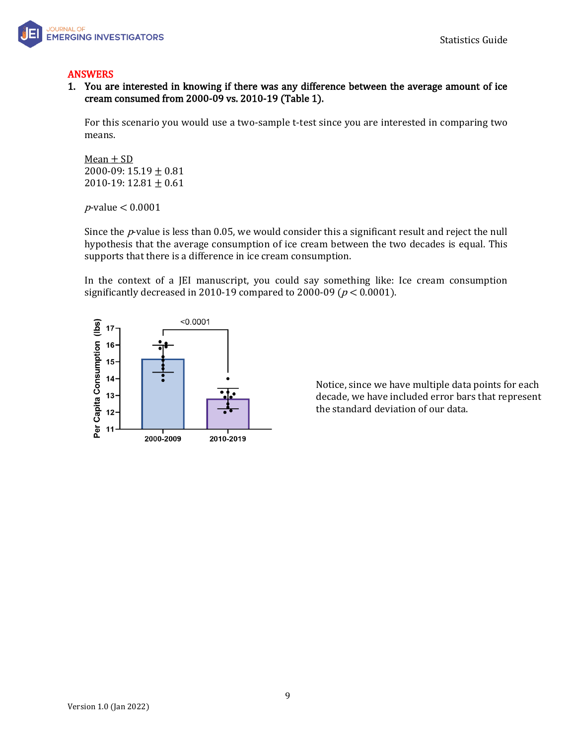ANSWERS

1. **You are interested in knowing if there was any difference between the average amount of ice cream consumed from 2000-09 vs. 2010-19 (Table 1).**

   For this scenario you would use a two-sample t-test since you are interested in comparing two means.

   Mean $\pm$ SD
   2000-09: $15.19 \pm 0.81$
   2010-19: $12.81 \pm 0.61$

   $p$-value $< 0.0001$

   Since the $p$-value is less than 0.05, we would consider this a significant result and reject the null hypothesis that the average consumption of ice cream between the two decades is equal. This supports that there is a difference in ice cream consumption.

   In the context of a JEI manuscript, you could say something like: Ice cream consumption significantly decreased in 2010-19 compared to 2000-09 ($p < 0.0001$).

Notice, since we have multiple data points for each decade, we have included error bars that represent the standard deviation of our data.

Version 1.0 (Jan 2022)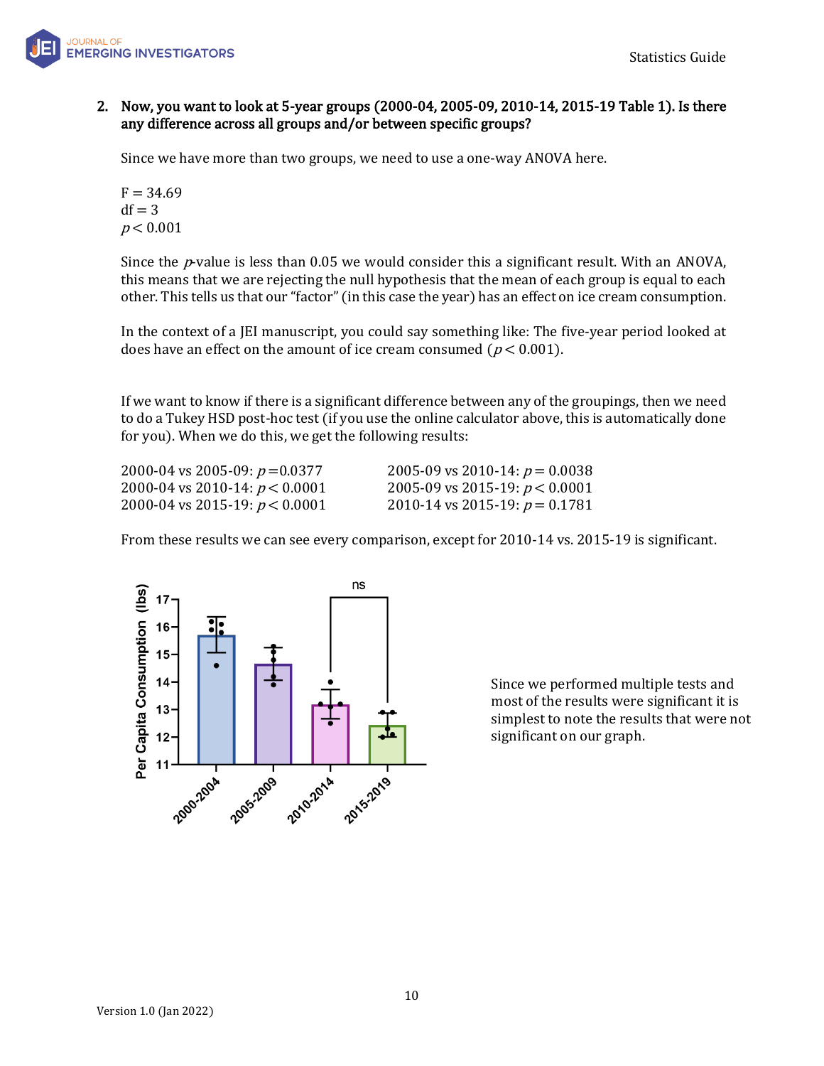**2. Now, you want to look at 5-year groups (2000-04, 2005-09, 2010-14, 2015-19 Table 1). Is there any difference across all groups and/or between specific groups?**

Since we have more than two groups, we need to use a one-way ANOVA here.

F = 34.69
df = 3
$p < 0.001$

Since the $p$-value is less than 0.05 we would consider this a significant result. With an ANOVA, this means that we are rejecting the null hypothesis that the mean of each group is equal to each other. This tells us that our "factor" (in this case the year) has an effect on ice cream consumption.

In the context of a JEI manuscript, you could say something like: The five-year period looked at does have an effect on the amount of ice cream consumed ($p < 0.001$).

If we want to know if there is a significant difference between any of the groupings, then we need to do a Tukey HSD post-hoc test (if you use the online calculator above, this is automatically done for you). When we do this, we get the following results:

2000-04 vs 2005-09: $p = 0.0377$
2000-04 vs 2010-14: $p < 0.0001$
2000-04 vs 2015-19: $p < 0.0001$
2005-09 vs 2010-14: $p = 0.0038$
2005-09 vs 2015-19: $p < 0.0001$
2010-14 vs 2015-19: $p = 0.1781$

From these results we can see every comparison, except for 2010-14 vs. 2015-19 is significant.

Since we performed multiple tests and most of the results were significant it is simplest to note the results that were not significant on our graph.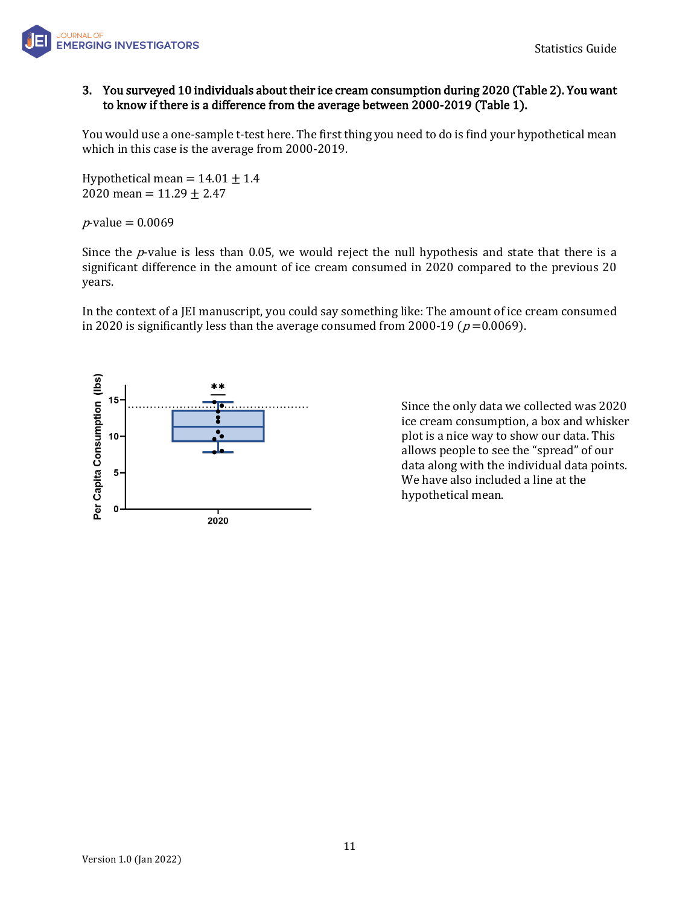**3. You surveyed 10 individuals about their ice cream consumption during 2020 (Table 2). You want to know if there is a difference from the average between 2000-2019 (Table 1).**

You would use a one-sample t-test here. The first thing you need to do is find your hypothetical mean which in this case is the average from 2000-2019.

Hypothetical mean = $14.01 \pm 1.4$
2020 mean = $11.29 \pm 2.47$

$p$-value = 0.0069

Since the $p$-value is less than 0.05, we would reject the null hypothesis and state that there is a significant difference in the amount of ice cream consumed in 2020 compared to the previous 20 years.

In the context of a JEI manuscript, you could say something like: The amount of ice cream consumed in 2020 is significantly less than the average consumed from 2000-19 ($p$ =0.0069).

Since the only data we collected was 2020 ice cream consumption, a box and whisker plot is a nice way to show our data. This allows people to see the "spread" of our data along with the individual data points. We have also included a line at the hypothetical mean.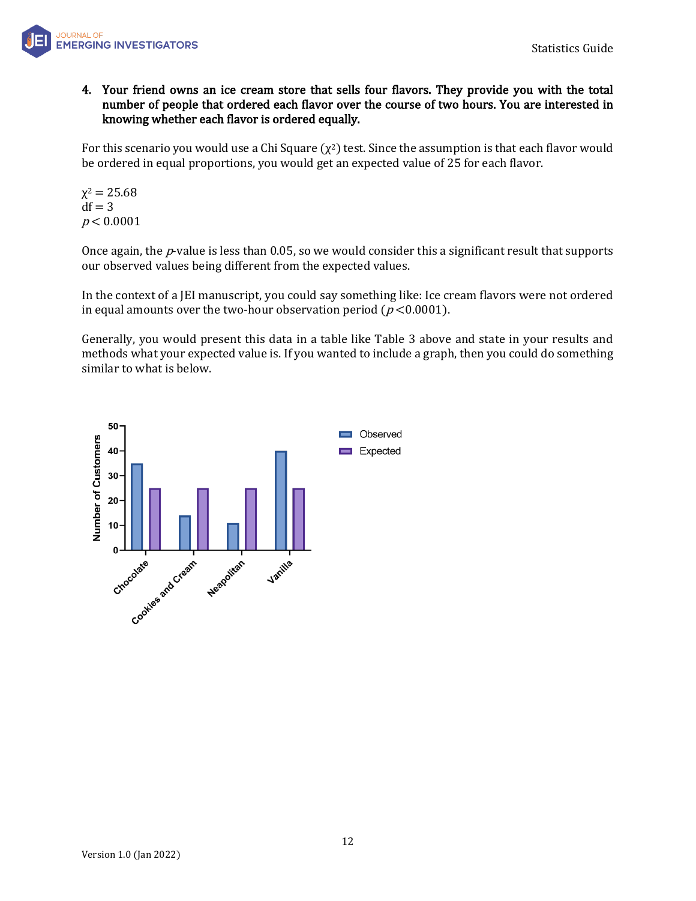**4. Your friend owns an ice cream store that sells four flavors. They provide you with the total number of people that ordered each flavor over the course of two hours. You are interested in knowing whether each flavor is ordered equally.**

For this scenario you would use a Chi Square ($\chi^2$) test. Since the assumption is that each flavor would be ordered in equal proportions, you would get an expected value of 25 for each flavor.

$\chi^2 = 25.68$
df = 3
$p < 0.0001$

Once again, the *p*-value is less than 0.05, so we would consider this a significant result that supports our observed values being different from the expected values.

In the context of a JEI manuscript, you could say something like: Ice cream flavors were not ordered in equal amounts over the two-hour observation period ($p<0.0001$).

Generally, you would present this data in a table like Table 3 above and state in your results and methods what your expected value is. If you wanted to include a graph, then you could do something similar to what is below.

Number of Customers
50
40
30
20
10
0
Chocolate
Cookies and Cream
Neapolitan
Vanilla
Observed
Expected